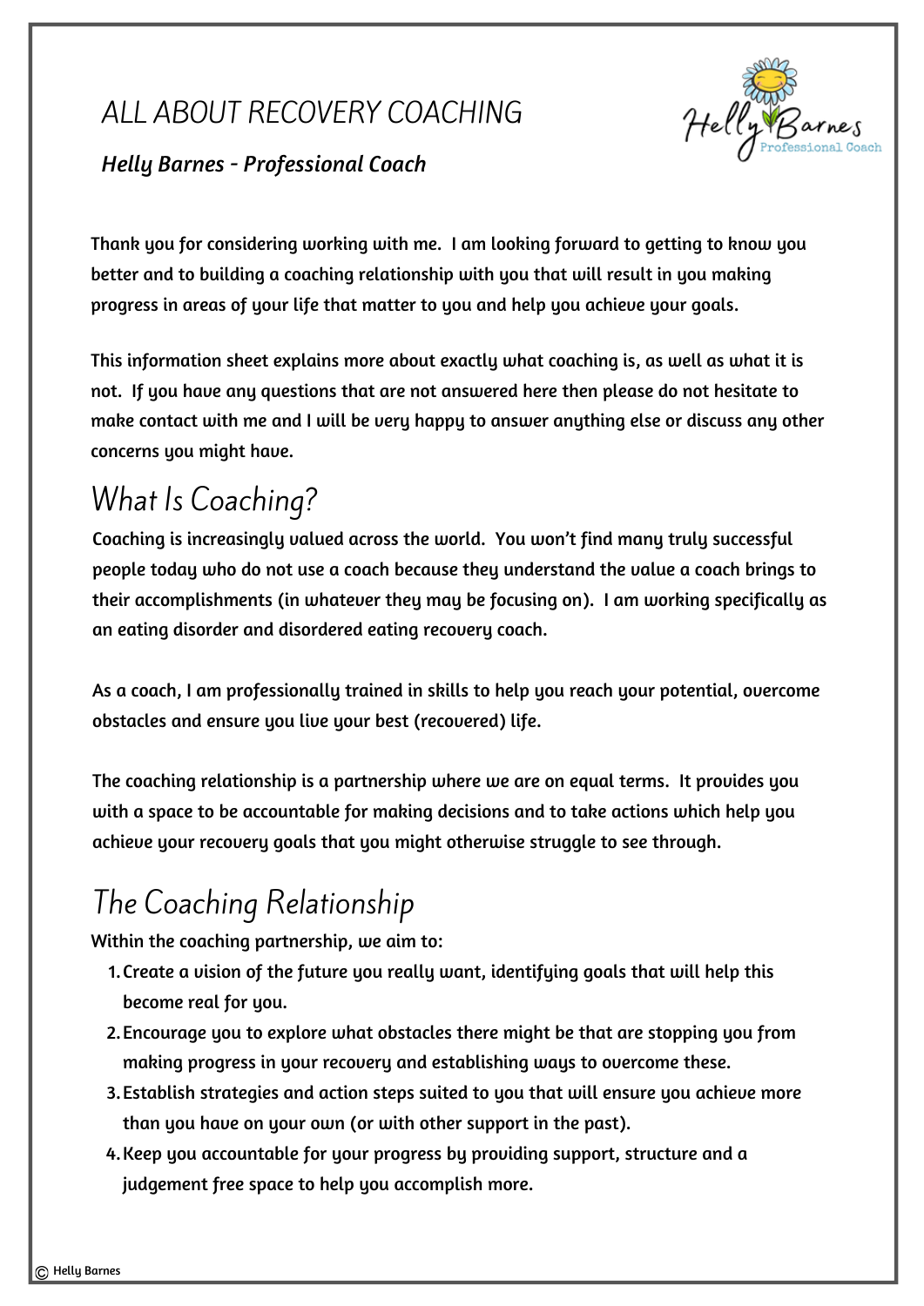# ALL ABOUT RECOVERY COACHING

***Helly Barnes - Professional Coach***

Thank you for considering working with me. I am looking forward to getting to know you better and to building a coaching relationship with you that will result in you making progress in areas of your life that matter to you and help you achieve your goals.

This information sheet explains more about exactly what coaching is, as well as what it is not. If you have any questions that are not answered here then please do not hesitate to make contact with me and I will be very happy to answer anything else or discuss any other concerns you might have.

## What Is Coaching?

Coaching is increasingly valued across the world. You won't find many truly successful people today who do not use a coach because they understand the value a coach brings to their accomplishments (in whatever they may be focusing on). I am working specifically as an eating disorder and disordered eating recovery coach.

As a coach, I am professionally trained in skills to help you reach your potential, overcome obstacles and ensure you live your best (recovered) life.

The coaching relationship is a partnership where we are on equal terms. It provides you with a space to be accountable for making decisions and to take actions which help you achieve your recovery goals that you might otherwise struggle to see through.

## The Coaching Relationship

Within the coaching partnership, we aim to:

1. Create a vision of the future you really want, identifying goals that will help this become real for you.
2. Encourage you to explore what obstacles there might be that are stopping you from making progress in your recovery and establishing ways to overcome these.
3. Establish strategies and action steps suited to you that will ensure you achieve more than you have on your own (or with other support in the past).
4. Keep you accountable for your progress by providing support, structure and a judgement free space to help you accomplish more.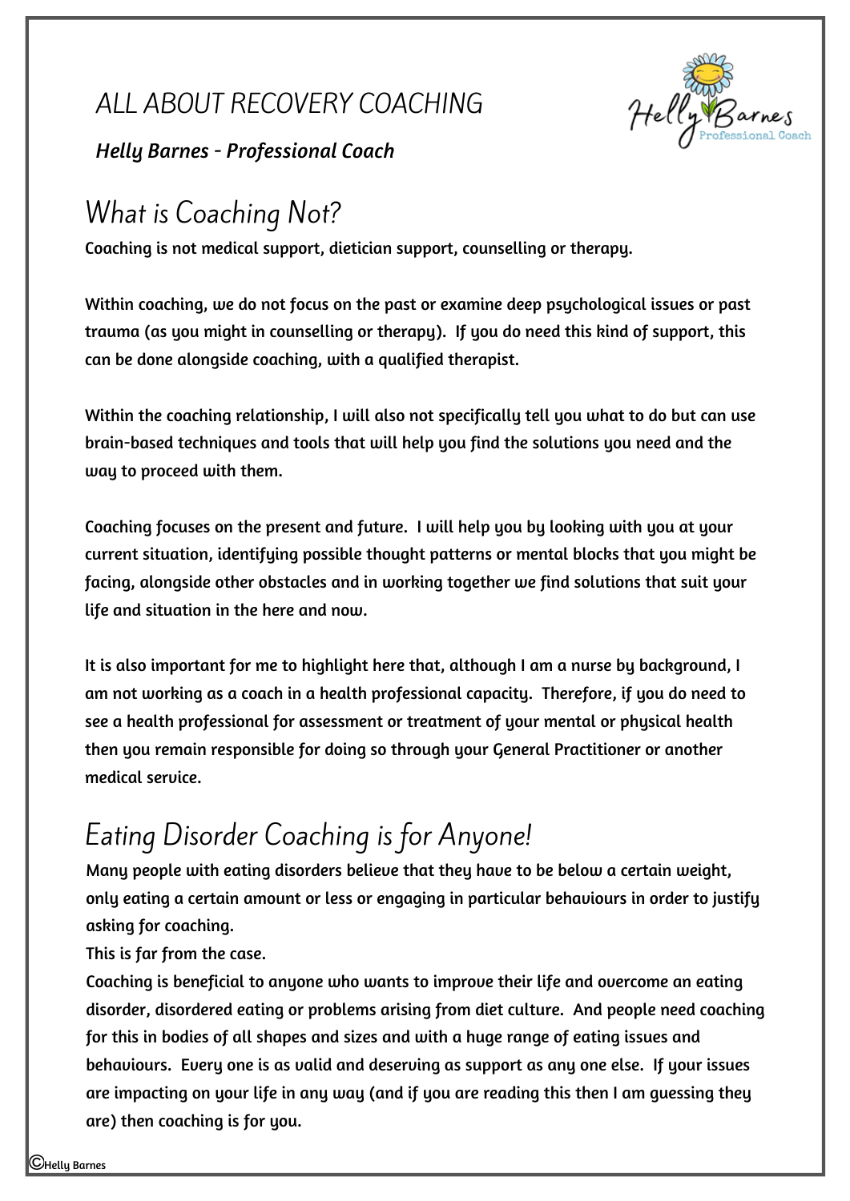# ALL ABOUT RECOVERY COACHING

***Helly Barnes - Professional Coach***

## What is Coaching Not?

Coaching is not medical support, dietician support, counselling or therapy.

Within coaching, we do not focus on the past or examine deep psychological issues or past trauma (as you might in counselling or therapy). If you do need this kind of support, this can be done alongside coaching, with a qualified therapist.

Within the coaching relationship, I will also not specifically tell you what to do but can use brain-based techniques and tools that will help you find the solutions you need and the way to proceed with them.

Coaching focuses on the present and future. I will help you by looking with you at your current situation, identifying possible thought patterns or mental blocks that you might be facing, alongside other obstacles and in working together we find solutions that suit your life and situation in the here and now.

It is also important for me to highlight here that, although I am a nurse by background, I am not working as a coach in a health professional capacity. Therefore, if you do need to see a health professional for assessment or treatment of your mental or physical health then you remain responsible for doing so through your General Practitioner or another medical service.

## Eating Disorder Coaching is for Anyone!

Many people with eating disorders believe that they have to be below a certain weight, only eating a certain amount or less or engaging in particular behaviours in order to justify asking for coaching.

This is far from the case.

Coaching is beneficial to anyone who wants to improve their life and overcome an eating disorder, disordered eating or problems arising from diet culture. And people need coaching for this in bodies of all shapes and sizes and with a huge range of eating issues and behaviours. Every one is as valid and deserving as support as any one else. If your issues are impacting on your life in any way (and if you are reading this then I am guessing they are) then coaching is for you.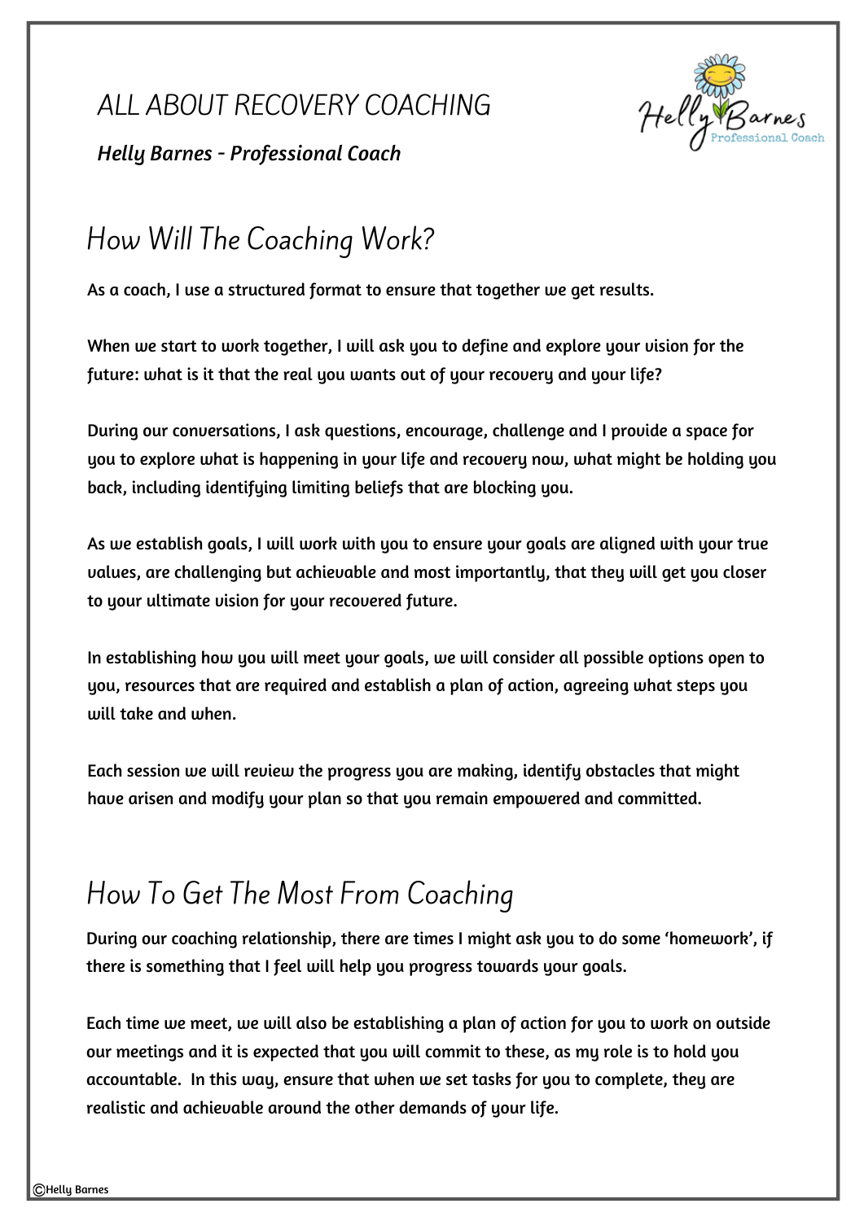# ALL ABOUT RECOVERY COACHING

***Helly Barnes - Professional Coach***

## How Will The Coaching Work?

**As a coach, I use a structured format to ensure that together we get results.**

**When we start to work together, I will ask you to define and explore your vision for the future: what is it that the real you wants out of your recovery and your life?**

**During our conversations, I ask questions, encourage, challenge and I provide a space for you to explore what is happening in your life and recovery now, what might be holding you back, including identifying limiting beliefs that are blocking you.**

**As we establish goals, I will work with you to ensure your goals are aligned with your true values, are challenging but achievable and most importantly, that they will get you closer to your ultimate vision for your recovered future.**

**In establishing how you will meet your goals, we will consider all possible options open to you, resources that are required and establish a plan of action, agreeing what steps you will take and when.**

**Each session we will review the progress you are making, identify obstacles that might have arisen and modify your plan so that you remain empowered and committed.**

## How To Get The Most From Coaching

**During our coaching relationship, there are times I might ask you to do some 'homework', if there is something that I feel will help you progress towards your goals.**

**Each time we meet, we will also be establishing a plan of action for you to work on outside our meetings and it is expected that you will commit to these, as my role is to hold you accountable. In this way, ensure that when we set tasks for you to complete, they are realistic and achievable around the other demands of your life.**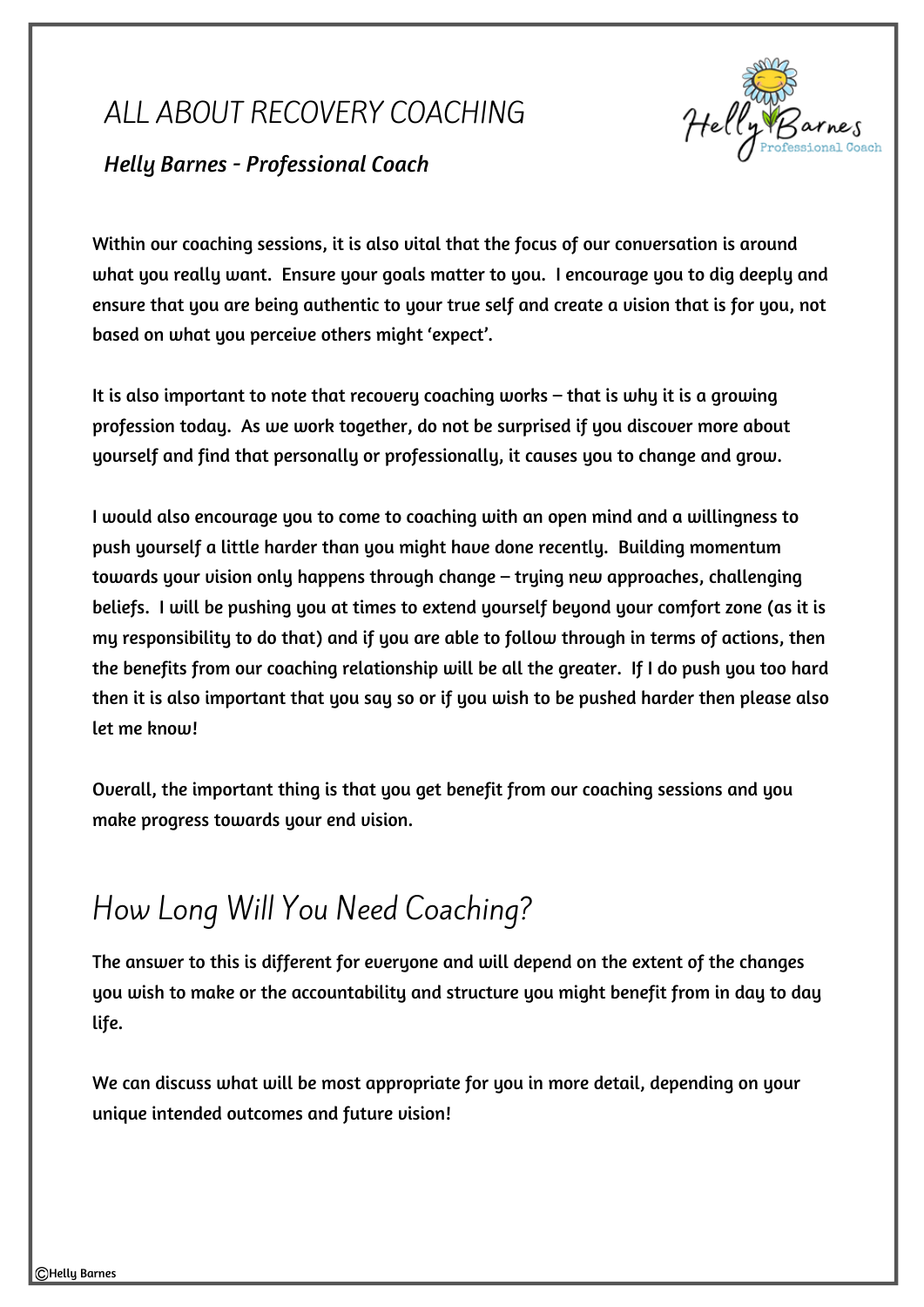# ALL ABOUT RECOVERY COACHING

***Helly Barnes - Professional Coach***

Within our coaching sessions, it is also vital that the focus of our conversation is around what you really want. Ensure your goals matter to you. I encourage you to dig deeply and ensure that you are being authentic to your true self and create a vision that is for you, not based on what you perceive others might 'expect'.

It is also important to note that recovery coaching works – that is why it is a growing profession today. As we work together, do not be surprised if you discover more about yourself and find that personally or professionally, it causes you to change and grow.

I would also encourage you to come to coaching with an open mind and a willingness to push yourself a little harder than you might have done recently. Building momentum towards your vision only happens through change – trying new approaches, challenging beliefs. I will be pushing you at times to extend yourself beyond your comfort zone (as it is my responsibility to do that) and if you are able to follow through in terms of actions, then the benefits from our coaching relationship will be all the greater. If I do push you too hard then it is also important that you say so or if you wish to be pushed harder then please also let me know!

Overall, the important thing is that you get benefit from our coaching sessions and you make progress towards your end vision.

## How Long Will You Need Coaching?

The answer to this is different for everyone and will depend on the extent of the changes you wish to make or the accountability and structure you might benefit from in day to day life.

We can discuss what will be most appropriate for you in more detail, depending on your unique intended outcomes and future vision!